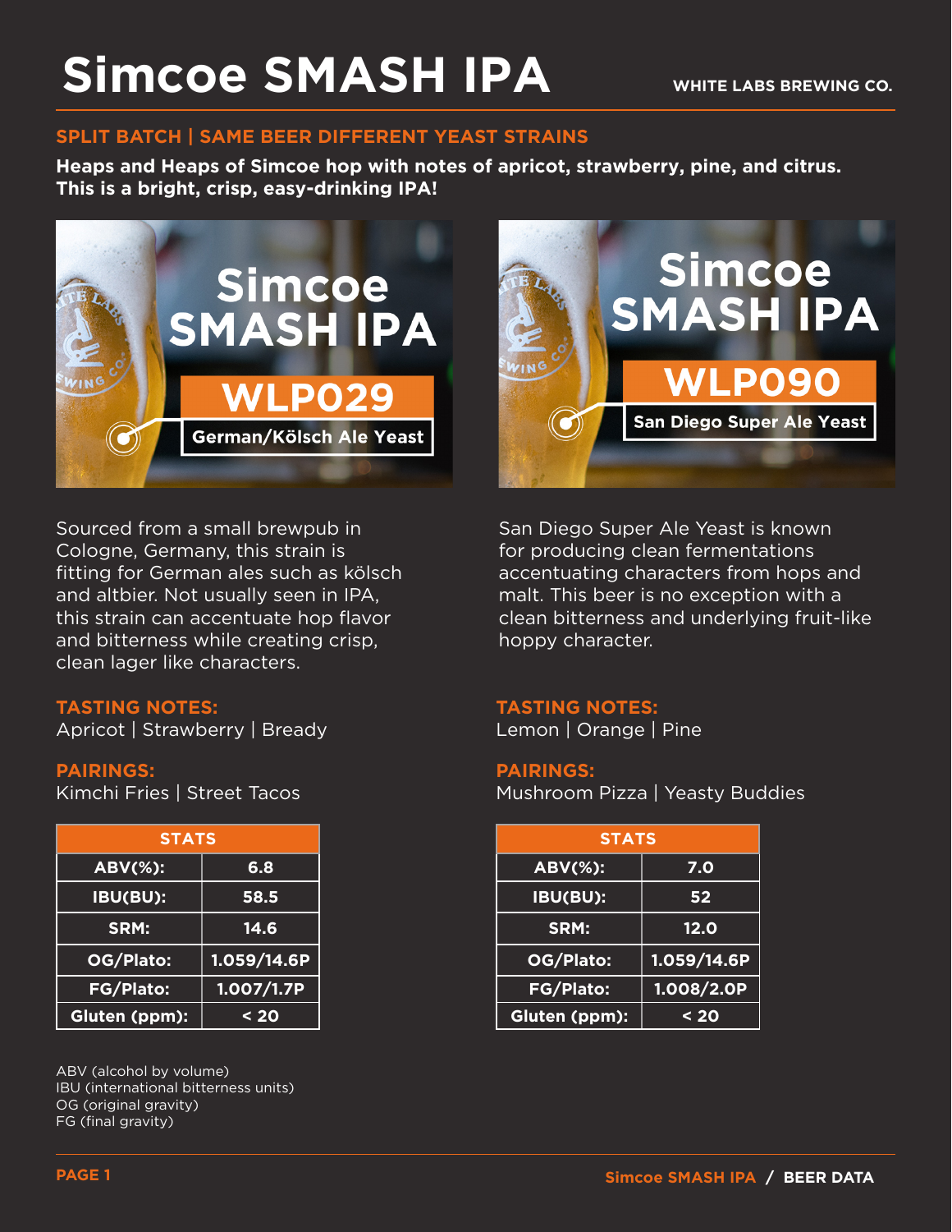# Simcoe SMASH IPA

WHITE LABS BREWING CO.

## SPLIT BATCH | SAME BEER DIFFERENT YEAST STRAINS

**Heaps and Heaps of Simcoe hop with notes of apricot, strawberry, pine, and citrus. This is a bright, crisp, easy-drinking IPA!**

### Simcoe SMASH IPA — WLP029 German/Kölsch Ale Yeast

Sourced from a small brewpub in Cologne, Germany, this strain is fitting for German ales such as kölsch and altbier. Not usually seen in IPA, this strain can accentuate hop flavor and bitterness while creating crisp, clean lager like characters.

**TASTING NOTES:**
Apricot | Strawberry | Bready

**PAIRINGS:**
Kimchi Fries | Street Tacos

| STATS | |
|---|---|
| ABV(%): | 6.8 |
| IBU(BU): | 58.5 |
| SRM: | 14.6 |
| OG/Plato: | 1.059/14.6P |
| FG/Plato: | 1.007/1.7P |
| Gluten (ppm): | < 20 |

### Simcoe SMASH IPA — WLP090 San Diego Super Ale Yeast

San Diego Super Ale Yeast is known for producing clean fermentations accentuating characters from hops and malt. This beer is no exception with a clean bitterness and underlying fruit-like hoppy character.

**TASTING NOTES:**
Lemon | Orange | Pine

**PAIRINGS:**
Mushroom Pizza | Yeasty Buddies

| STATS | |
|---|---|
| ABV(%): | 7.0 |
| IBU(BU): | 52 |
| SRM: | 12.0 |
| OG/Plato: | 1.059/14.6P |
| FG/Plato: | 1.008/2.0P |
| Gluten (ppm): | < 20 |

ABV (alcohol by volume)
IBU (international bitterness units)
OG (original gravity)
FG (final gravity)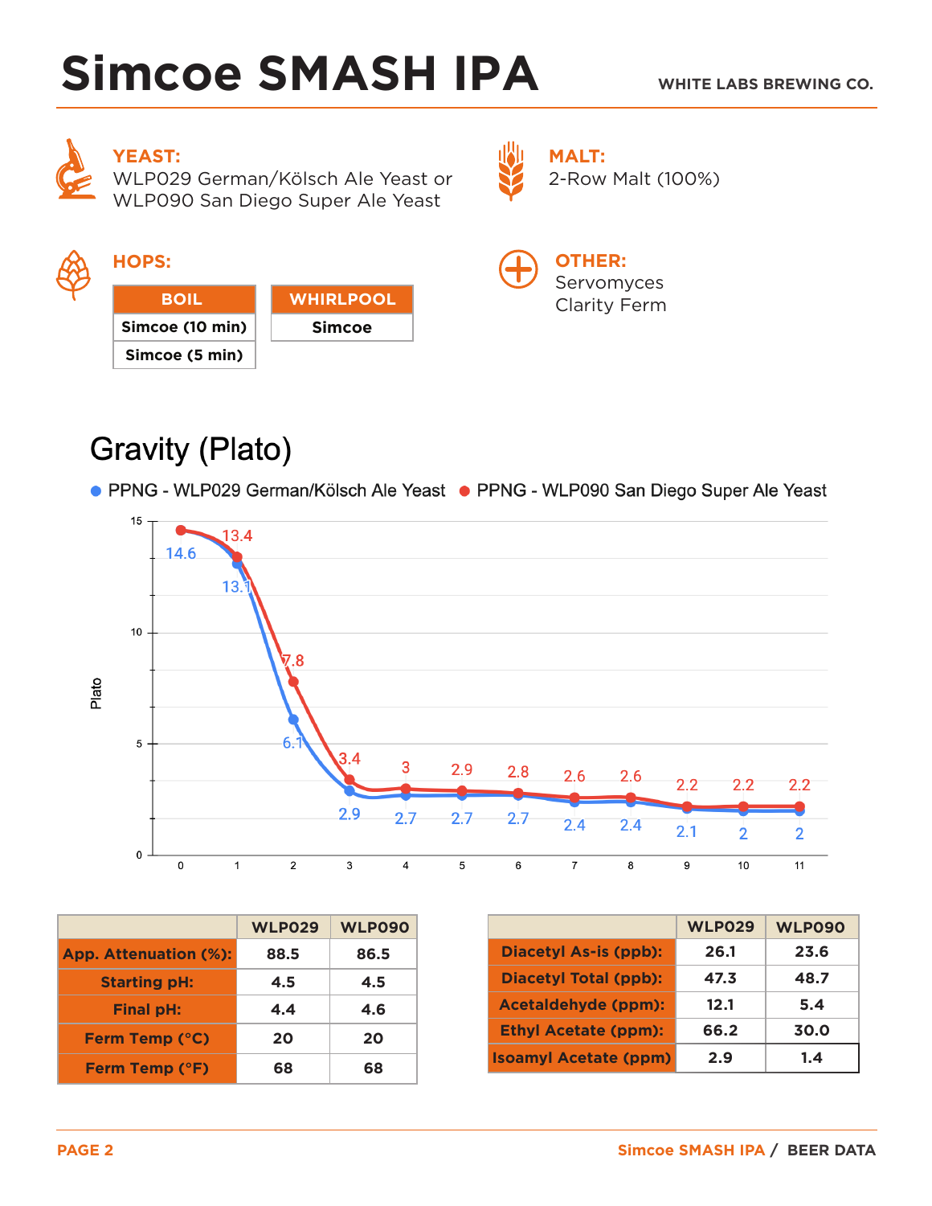# Simcoe SMASH IPA

WHITE LABS BREWING CO.

**YEAST:**
WLP029 German/Kölsch Ale Yeast or
WLP090 San Diego Super Ale Yeast

**MALT:**
2-Row Malt (100%)

**HOPS:**

| BOIL |
| --- |
| Simcoe (10 min) |
| Simcoe (5 min) |

| WHIRLPOOL |
| --- |
| Simcoe |

**OTHER:**
Servomyces
Clarity Ferm

## Gravity (Plato)

PPNG - WLP029 German/Kölsch Ale Yeast
PPNG - WLP090 San Diego Super Ale Yeast

Plato

0 5 10 15

0 1 2 3 4 5 6 7 8 9 10 11

14.6 13.4 13.1 7.8 6.1 3.4 2.9 3 2.7 2.9 2.7 2.8 2.7 2.6 2.4 2.6 2.4 2.2 2.1 2.2 2 2.2 2

| | WLP029 | WLP090 |
| --- | --- | --- |
| App. Attenuation (%): | 88.5 | 86.5 |
| Starting pH: | 4.5 | 4.5 |
| Final pH: | 4.4 | 4.6 |
| Ferm Temp (°C) | 20 | 20 |
| Ferm Temp (°F) | 68 | 68 |

| | WLP029 | WLP090 |
| --- | --- | --- |
| Diacetyl As-is (ppb): | 26.1 | 23.6 |
| Diacetyl Total (ppb): | 47.3 | 48.7 |
| Acetaldehyde (ppm): | 12.1 | 5.4 |
| Ethyl Acetate (ppm): | 66.2 | 30.0 |
| Isoamyl Acetate (ppm) | 2.9 | 1.4 |